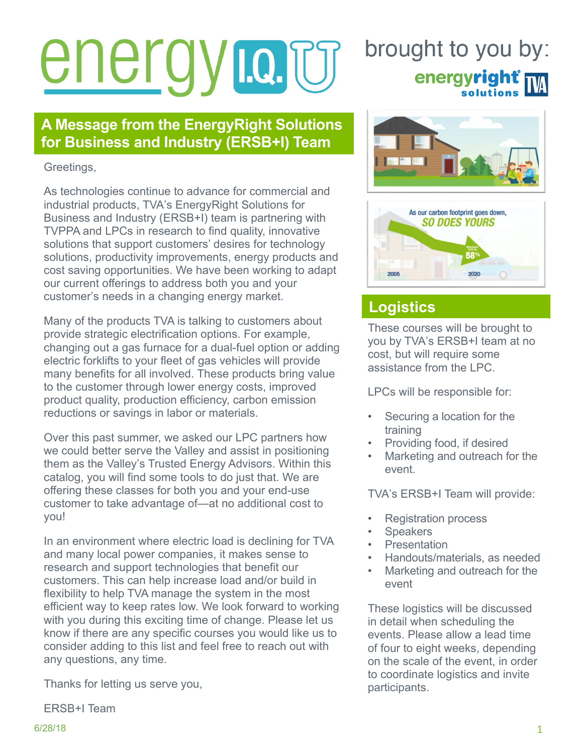# energy I.Q. U

brought to you by: energyright solutions TVA

## A Message from the EnergyRight Solutions for Business and Industry (ERSB+I) Team

Greetings,

As technologies continue to advance for commercial and industrial products, TVA's EnergyRight Solutions for Business and Industry (ERSB+I) team is partnering with TVPPA and LPCs in research to find quality, innovative solutions that support customers' desires for technology solutions, productivity improvements, energy products and cost saving opportunities. We have been working to adapt our current offerings to address both you and your customer's needs in a changing energy market.

Many of the products TVA is talking to customers about provide strategic electrification options. For example, changing out a gas furnace for a dual-fuel option or adding electric forklifts to your fleet of gas vehicles will provide many benefits for all involved. These products bring value to the customer through lower energy costs, improved product quality, production efficiency, carbon emission reductions or savings in labor or materials.

Over this past summer, we asked our LPC partners how we could better serve the Valley and assist in positioning them as the Valley's Trusted Energy Advisors. Within this catalog, you will find some tools to do just that. We are offering these classes for both you and your end-use customer to take advantage of—at no additional cost to you!

In an environment where electric load is declining for TVA and many local power companies, it makes sense to research and support technologies that benefit our customers. This can help increase load and/or build in flexibility to help TVA manage the system in the most efficient way to keep rates low. We look forward to working with you during this exciting time of change. Please let us know if there are any specific courses you would like us to consider adding to this list and feel free to reach out with any questions, any time.

Thanks for letting us serve you,

ERSB+I Team

## Logistics

These courses will be brought to you by TVA's ERSB+I team at no cost, but will require some assistance from the LPC.

LPCs will be responsible for:

- Securing a location for the training
- Providing food, if desired
- Marketing and outreach for the event.

TVA's ERSB+I Team will provide:

- Registration process
- Speakers
- Presentation
- Handouts/materials, as needed
- Marketing and outreach for the event

These logistics will be discussed in detail when scheduling the events. Please allow a lead time of four to eight weeks, depending on the scale of the event, in order to coordinate logistics and invite participants.

6/28/18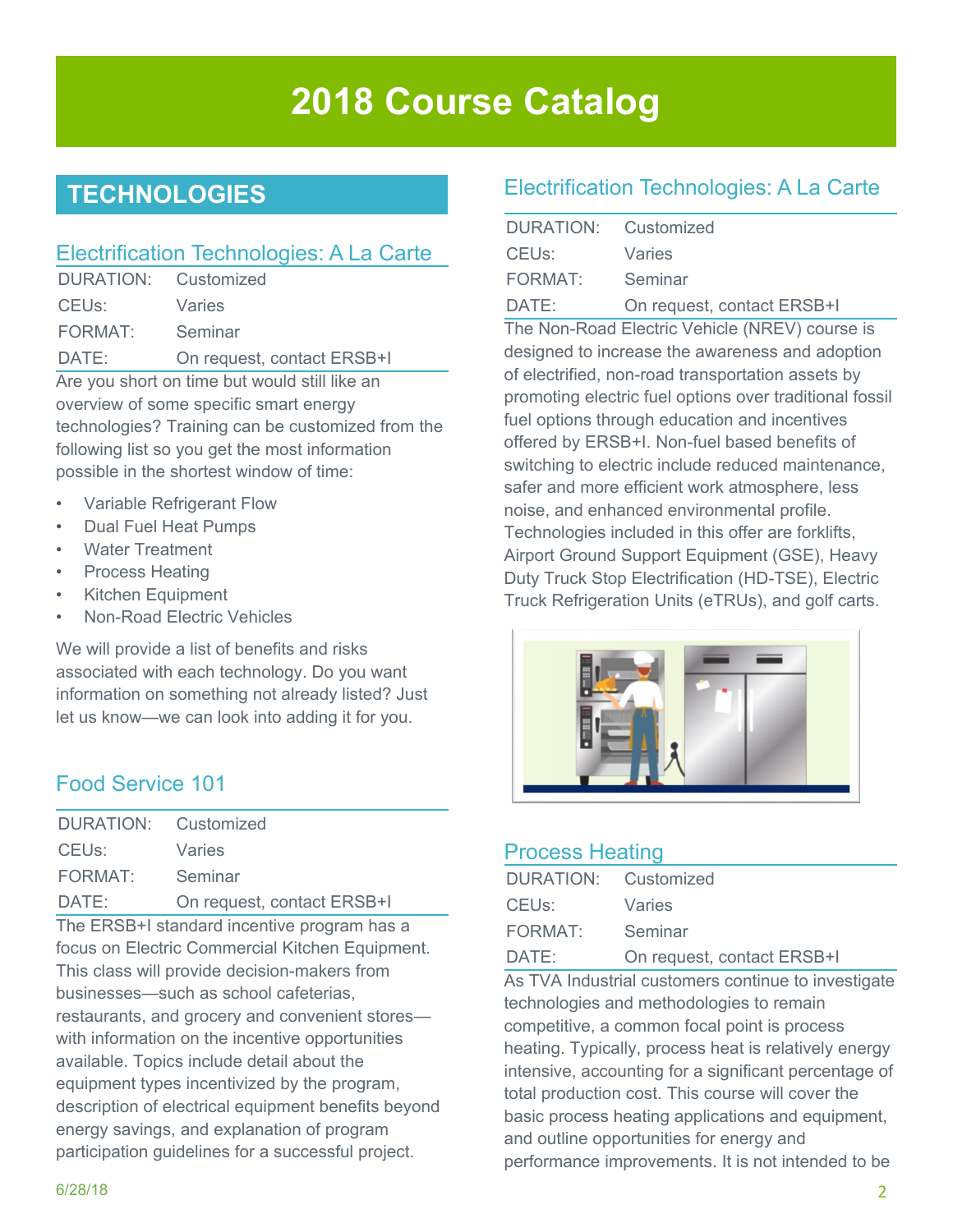# 2018 Course Catalog

## TECHNOLOGIES

### Electrification Technologies: A La Carte

| | |
|---|---|
| DURATION: | Customized |
| CEUs: | Varies |
| FORMAT: | Seminar |
| DATE: | On request, contact ERSB+I |

Are you short on time but would still like an overview of some specific smart energy technologies? Training can be customized from the following list so you get the most information possible in the shortest window of time:

- Variable Refrigerant Flow
- Dual Fuel Heat Pumps
- Water Treatment
- Process Heating
- Kitchen Equipment
- Non-Road Electric Vehicles

We will provide a list of benefits and risks associated with each technology. Do you want information on something not already listed? Just let us know—we can look into adding it for you.

### Food Service 101

| | |
|---|---|
| DURATION: | Customized |
| CEUs: | Varies |
| FORMAT: | Seminar |
| DATE: | On request, contact ERSB+I |

The ERSB+I standard incentive program has a focus on Electric Commercial Kitchen Equipment. This class will provide decision-makers from businesses—such as school cafeterias, restaurants, and grocery and convenient stores—with information on the incentive opportunities available. Topics include detail about the equipment types incentivized by the program, description of electrical equipment benefits beyond energy savings, and explanation of program participation guidelines for a successful project.

### Electrification Technologies: A La Carte

| | |
|---|---|
| DURATION: | Customized |
| CEUs: | Varies |
| FORMAT: | Seminar |
| DATE: | On request, contact ERSB+I |

The Non-Road Electric Vehicle (NREV) course is designed to increase the awareness and adoption of electrified, non-road transportation assets by promoting electric fuel options over traditional fossil fuel options through education and incentives offered by ERSB+I. Non-fuel based benefits of switching to electric include reduced maintenance, safer and more efficient work atmosphere, less noise, and enhanced environmental profile. Technologies included in this offer are forklifts, Airport Ground Support Equipment (GSE), Heavy Duty Truck Stop Electrification (HD-TSE), Electric Truck Refrigeration Units (eTRUs), and golf carts.

### Process Heating

| | |
|---|---|
| DURATION: | Customized |
| CEUs: | Varies |
| FORMAT: | Seminar |
| DATE: | On request, contact ERSB+I |

As TVA Industrial customers continue to investigate technologies and methodologies to remain competitive, a common focal point is process heating. Typically, process heat is relatively energy intensive, accounting for a significant percentage of total production cost. This course will cover the basic process heating applications and equipment, and outline opportunities for energy and performance improvements. It is not intended to be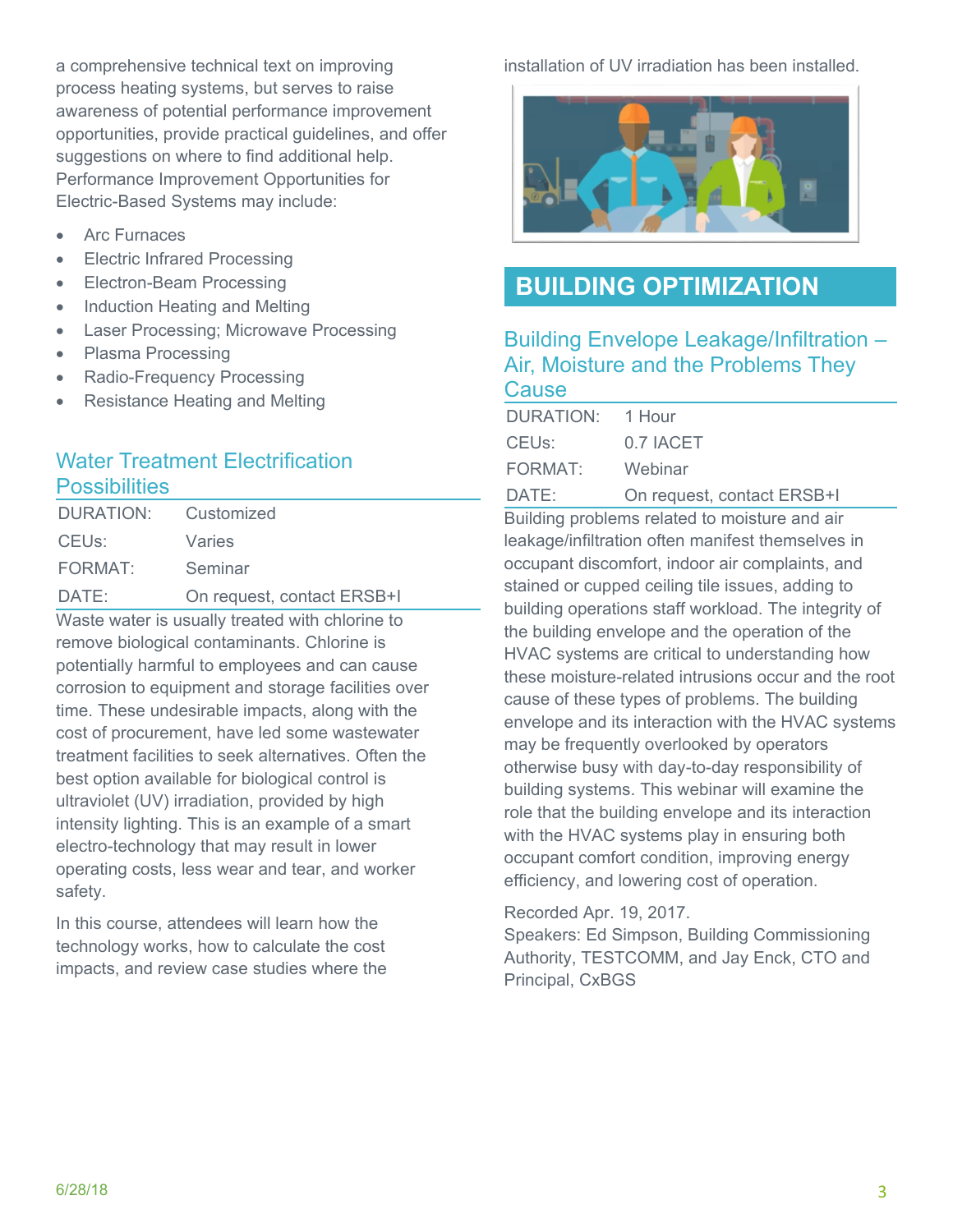a comprehensive technical text on improving process heating systems, but serves to raise awareness of potential performance improvement opportunities, provide practical guidelines, and offer suggestions on where to find additional help. Performance Improvement Opportunities for Electric-Based Systems may include:

- Arc Furnaces
- Electric Infrared Processing
- Electron-Beam Processing
- Induction Heating and Melting
- Laser Processing; Microwave Processing
- Plasma Processing
- Radio-Frequency Processing
- Resistance Heating and Melting

### Water Treatment Electrification Possibilities

| | |
|---|---|
| DURATION: | Customized |
| CEUs: | Varies |
| FORMAT: | Seminar |
| DATE: | On request, contact ERSB+I |

Waste water is usually treated with chlorine to remove biological contaminants. Chlorine is potentially harmful to employees and can cause corrosion to equipment and storage facilities over time. These undesirable impacts, along with the cost of procurement, have led some wastewater treatment facilities to seek alternatives. Often the best option available for biological control is ultraviolet (UV) irradiation, provided by high intensity lighting. This is an example of a smart electro-technology that may result in lower operating costs, less wear and tear, and worker safety.

In this course, attendees will learn how the technology works, how to calculate the cost impacts, and review case studies where the installation of UV irradiation has been installed.

## BUILDING OPTIMIZATION

### Building Envelope Leakage/Infiltration – Air, Moisture and the Problems They Cause

| | |
|---|---|
| DURATION: | 1 Hour |
| CEUs: | 0.7 IACET |
| FORMAT: | Webinar |
| DATE: | On request, contact ERSB+I |

Building problems related to moisture and air leakage/infiltration often manifest themselves in occupant discomfort, indoor air complaints, and stained or cupped ceiling tile issues, adding to building operations staff workload. The integrity of the building envelope and the operation of the HVAC systems are critical to understanding how these moisture-related intrusions occur and the root cause of these types of problems. The building envelope and its interaction with the HVAC systems may be frequently overlooked by operators otherwise busy with day-to-day responsibility of building systems. This webinar will examine the role that the building envelope and its interaction with the HVAC systems play in ensuring both occupant comfort condition, improving energy efficiency, and lowering cost of operation.

Recorded Apr. 19, 2017.
Speakers: Ed Simpson, Building Commissioning Authority, TESTCOMM, and Jay Enck, CTO and Principal, CxBGS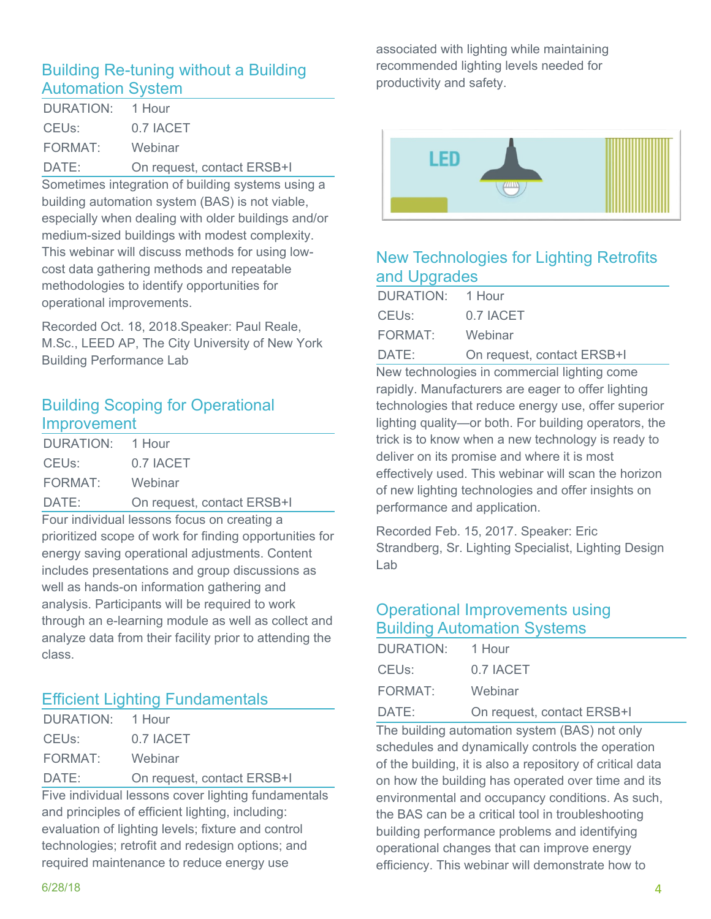## Building Re-tuning without a Building Automation System

| | |
|---|---|
| DURATION: | 1 Hour |
| CEUs: | 0.7 IACET |
| FORMAT: | Webinar |
| DATE: | On request, contact ERSB+I |

Sometimes integration of building systems using a building automation system (BAS) is not viable, especially when dealing with older buildings and/or medium-sized buildings with modest complexity. This webinar will discuss methods for using low-cost data gathering methods and repeatable methodologies to identify opportunities for operational improvements.

Recorded Oct. 18, 2018.Speaker: Paul Reale, M.Sc., LEED AP, The City University of New York Building Performance Lab

## Building Scoping for Operational Improvement

| | |
|---|---|
| DURATION: | 1 Hour |
| CEUs: | 0.7 IACET |
| FORMAT: | Webinar |
| DATE: | On request, contact ERSB+I |

Four individual lessons focus on creating a prioritized scope of work for finding opportunities for energy saving operational adjustments. Content includes presentations and group discussions as well as hands-on information gathering and analysis. Participants will be required to work through an e-learning module as well as collect and analyze data from their facility prior to attending the class.

## Efficient Lighting Fundamentals

| | |
|---|---|
| DURATION: | 1 Hour |
| CEUs: | 0.7 IACET |
| FORMAT: | Webinar |
| DATE: | On request, contact ERSB+I |

Five individual lessons cover lighting fundamentals and principles of efficient lighting, including: evaluation of lighting levels; fixture and control technologies; retrofit and redesign options; and required maintenance to reduce energy use associated with lighting while maintaining recommended lighting levels needed for productivity and safety.

## New Technologies for Lighting Retrofits and Upgrades

| | |
|---|---|
| DURATION: | 1 Hour |
| CEUs: | 0.7 IACET |
| FORMAT: | Webinar |
| DATE: | On request, contact ERSB+I |

New technologies in commercial lighting come rapidly. Manufacturers are eager to offer lighting technologies that reduce energy use, offer superior lighting quality—or both. For building operators, the trick is to know when a new technology is ready to deliver on its promise and where it is most effectively used. This webinar will scan the horizon of new lighting technologies and offer insights on performance and application.

Recorded Feb. 15, 2017. Speaker: Eric Strandberg, Sr. Lighting Specialist, Lighting Design Lab

## Operational Improvements using Building Automation Systems

| | |
|---|---|
| DURATION: | 1 Hour |
| CEUs: | 0.7 IACET |
| FORMAT: | Webinar |
| DATE: | On request, contact ERSB+I |

The building automation system (BAS) not only schedules and dynamically controls the operation of the building, it is also a repository of critical data on how the building has operated over time and its environmental and occupancy conditions. As such, the BAS can be a critical tool in troubleshooting building performance problems and identifying operational changes that can improve energy efficiency. This webinar will demonstrate how to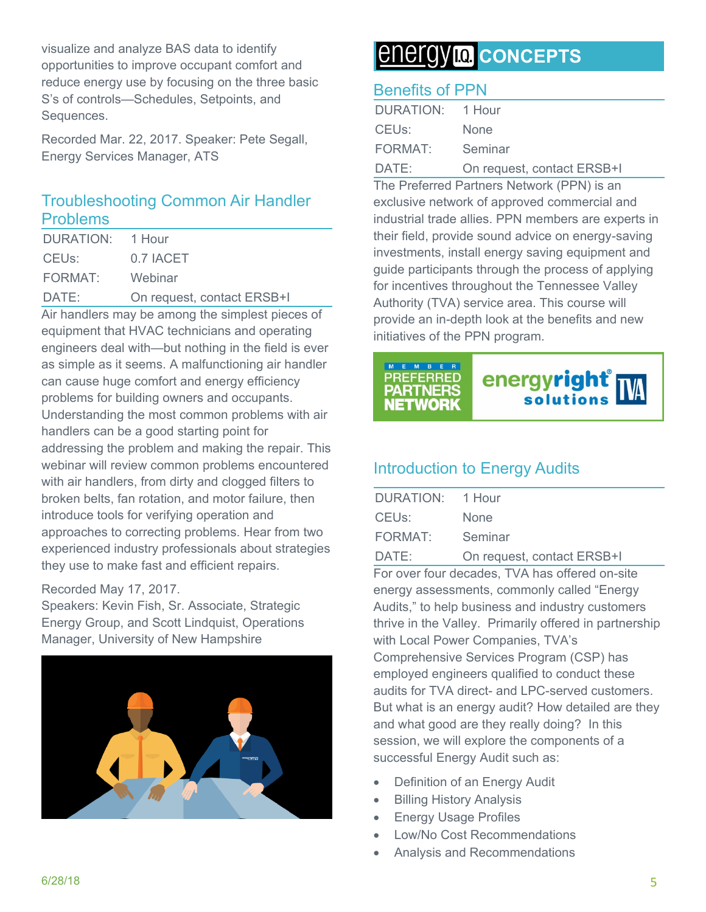visualize and analyze BAS data to identify opportunities to improve occupant comfort and reduce energy use by focusing on the three basic S's of controls—Schedules, Setpoints, and Sequences.

Recorded Mar. 22, 2017. Speaker: Pete Segall, Energy Services Manager, ATS

## Troubleshooting Common Air Handler Problems

| | |
|---|---|
| DURATION: | 1 Hour |
| CEUs: | 0.7 IACET |
| FORMAT: | Webinar |
| DATE: | On request, contact ERSB+I |

Air handlers may be among the simplest pieces of equipment that HVAC technicians and operating engineers deal with—but nothing in the field is ever as simple as it seems. A malfunctioning air handler can cause huge comfort and energy efficiency problems for building owners and occupants. Understanding the most common problems with air handlers can be a good starting point for addressing the problem and making the repair. This webinar will review common problems encountered with air handlers, from dirty and clogged filters to broken belts, fan rotation, and motor failure, then introduce tools for verifying operation and approaches to correcting problems. Hear from two experienced industry professionals about strategies they use to make fast and efficient repairs.

Recorded May 17, 2017.
Speakers: Kevin Fish, Sr. Associate, Strategic Energy Group, and Scott Lindquist, Operations Manager, University of New Hampshire

# energy I.Q. CONCEPTS

## Benefits of PPN

| | |
|---|---|
| DURATION: | 1 Hour |
| CEUs: | None |
| FORMAT: | Seminar |
| DATE: | On request, contact ERSB+I |

The Preferred Partners Network (PPN) is an exclusive network of approved commercial and industrial trade allies. PPN members are experts in their field, provide sound advice on energy-saving investments, install energy saving equipment and guide participants through the process of applying for incentives throughout the Tennessee Valley Authority (TVA) service area. This course will provide an in-depth look at the benefits and new initiatives of the PPN program.

MEMBER PREFERRED PARTNERS NETWORK energyright® solutions TVA

## Introduction to Energy Audits

| | |
|---|---|
| DURATION: | 1 Hour |
| CEUs: | None |
| FORMAT: | Seminar |
| DATE: | On request, contact ERSB+I |

For over four decades, TVA has offered on-site energy assessments, commonly called "Energy Audits," to help business and industry customers thrive in the Valley. Primarily offered in partnership with Local Power Companies, TVA's Comprehensive Services Program (CSP) has employed engineers qualified to conduct these audits for TVA direct- and LPC-served customers. But what is an energy audit? How detailed are they and what good are they really doing? In this session, we will explore the components of a successful Energy Audit such as:

- Definition of an Energy Audit
- Billing History Analysis
- Energy Usage Profiles
- Low/No Cost Recommendations
- Analysis and Recommendations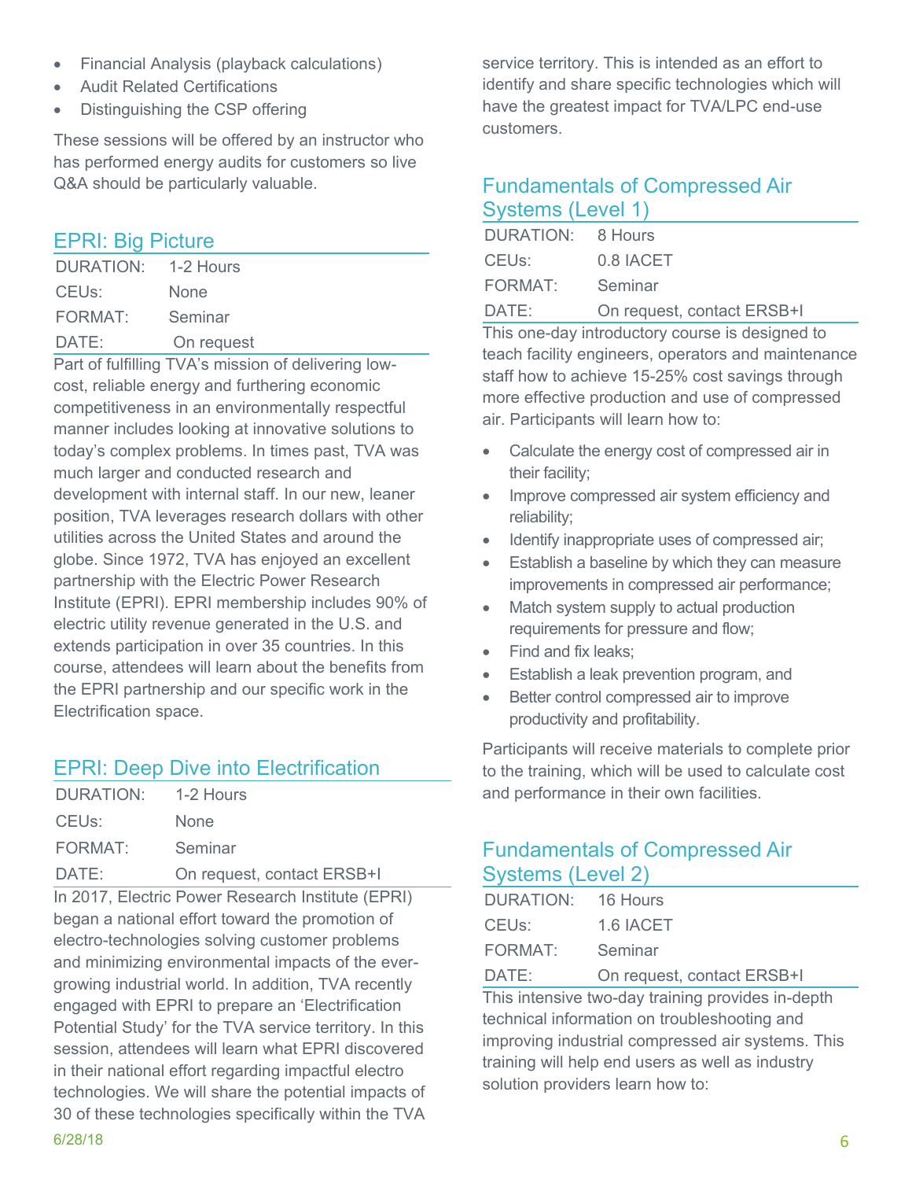- Financial Analysis (playback calculations)
- Audit Related Certifications
- Distinguishing the CSP offering

These sessions will be offered by an instructor who has performed energy audits for customers so live Q&A should be particularly valuable.

## EPRI: Big Picture

| | |
|---|---|
| DURATION: | 1-2 Hours |
| CEUs: | None |
| FORMAT: | Seminar |
| DATE: | On request |

Part of fulfilling TVA's mission of delivering low-cost, reliable energy and furthering economic competitiveness in an environmentally respectful manner includes looking at innovative solutions to today's complex problems. In times past, TVA was much larger and conducted research and development with internal staff. In our new, leaner position, TVA leverages research dollars with other utilities across the United States and around the globe. Since 1972, TVA has enjoyed an excellent partnership with the Electric Power Research Institute (EPRI). EPRI membership includes 90% of electric utility revenue generated in the U.S. and extends participation in over 35 countries. In this course, attendees will learn about the benefits from the EPRI partnership and our specific work in the Electrification space.

## EPRI: Deep Dive into Electrification

| | |
|---|---|
| DURATION: | 1-2 Hours |
| CEUs: | None |
| FORMAT: | Seminar |
| DATE: | On request, contact ERSB+I |

In 2017, Electric Power Research Institute (EPRI) began a national effort toward the promotion of electro-technologies solving customer problems and minimizing environmental impacts of the ever-growing industrial world. In addition, TVA recently engaged with EPRI to prepare an 'Electrification Potential Study' for the TVA service territory. In this session, attendees will learn what EPRI discovered in their national effort regarding impactful electro technologies. We will share the potential impacts of 30 of these technologies specifically within the TVA service territory. This is intended as an effort to identify and share specific technologies which will have the greatest impact for TVA/LPC end-use customers.

## Fundamentals of Compressed Air Systems (Level 1)

| | |
|---|---|
| DURATION: | 8 Hours |
| CEUs: | 0.8 IACET |
| FORMAT: | Seminar |
| DATE: | On request, contact ERSB+I |

This one-day introductory course is designed to teach facility engineers, operators and maintenance staff how to achieve 15-25% cost savings through more effective production and use of compressed air. Participants will learn how to:

- Calculate the energy cost of compressed air in their facility;
- Improve compressed air system efficiency and reliability;
- Identify inappropriate uses of compressed air;
- Establish a baseline by which they can measure improvements in compressed air performance;
- Match system supply to actual production requirements for pressure and flow;
- Find and fix leaks;
- Establish a leak prevention program, and
- Better control compressed air to improve productivity and profitability.

Participants will receive materials to complete prior to the training, which will be used to calculate cost and performance in their own facilities.

## Fundamentals of Compressed Air Systems (Level 2)

| | |
|---|---|
| DURATION: | 16 Hours |
| CEUs: | 1.6 IACET |
| FORMAT: | Seminar |
| DATE: | On request, contact ERSB+I |

This intensive two-day training provides in-depth technical information on troubleshooting and improving industrial compressed air systems. This training will help end users as well as industry solution providers learn how to: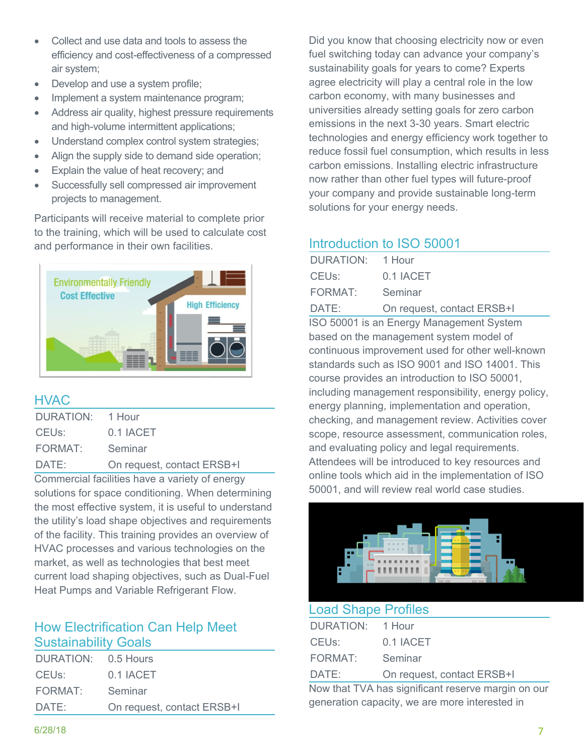- Collect and use data and tools to assess the efficiency and cost-effectiveness of a compressed air system;
- Develop and use a system profile;
- Implement a system maintenance program;
- Address air quality, highest pressure requirements and high-volume intermittent applications;
- Understand complex control system strategies;
- Align the supply side to demand side operation;
- Explain the value of heat recovery; and
- Successfully sell compressed air improvement projects to management.

Participants will receive material to complete prior to the training, which will be used to calculate cost and performance in their own facilities.

## HVAC

| | |
|---|---|
| DURATION: | 1 Hour |
| CEUs: | 0.1 IACET |
| FORMAT: | Seminar |
| DATE: | On request, contact ERSB+I |

Commercial facilities have a variety of energy solutions for space conditioning. When determining the most effective system, it is useful to understand the utility's load shape objectives and requirements of the facility. This training provides an overview of HVAC processes and various technologies on the market, as well as technologies that best meet current load shaping objectives, such as Dual-Fuel Heat Pumps and Variable Refrigerant Flow.

## How Electrification Can Help Meet Sustainability Goals

| | |
|---|---|
| DURATION: | 0.5 Hours |
| CEUs: | 0.1 IACET |
| FORMAT: | Seminar |
| DATE: | On request, contact ERSB+I |

Did you know that choosing electricity now or even fuel switching today can advance your company's sustainability goals for years to come? Experts agree electricity will play a central role in the low carbon economy, with many businesses and universities already setting goals for zero carbon emissions in the next 3-30 years. Smart electric technologies and energy efficiency work together to reduce fossil fuel consumption, which results in less carbon emissions. Installing electric infrastructure now rather than other fuel types will future-proof your company and provide sustainable long-term solutions for your energy needs.

## Introduction to ISO 50001

| | |
|---|---|
| DURATION: | 1 Hour |
| CEUs: | 0.1 IACET |
| FORMAT: | Seminar |
| DATE: | On request, contact ERSB+I |

ISO 50001 is an Energy Management System based on the management system model of continuous improvement used for other well-known standards such as ISO 9001 and ISO 14001. This course provides an introduction to ISO 50001, including management responsibility, energy policy, energy planning, implementation and operation, checking, and management review. Activities cover scope, resource assessment, communication roles, and evaluating policy and legal requirements. Attendees will be introduced to key resources and online tools which aid in the implementation of ISO 50001, and will review real world case studies.

## Load Shape Profiles

| | |
|---|---|
| DURATION: | 1 Hour |
| CEUs: | 0.1 IACET |
| FORMAT: | Seminar |
| DATE: | On request, contact ERSB+I |

Now that TVA has significant reserve margin on our generation capacity, we are more interested in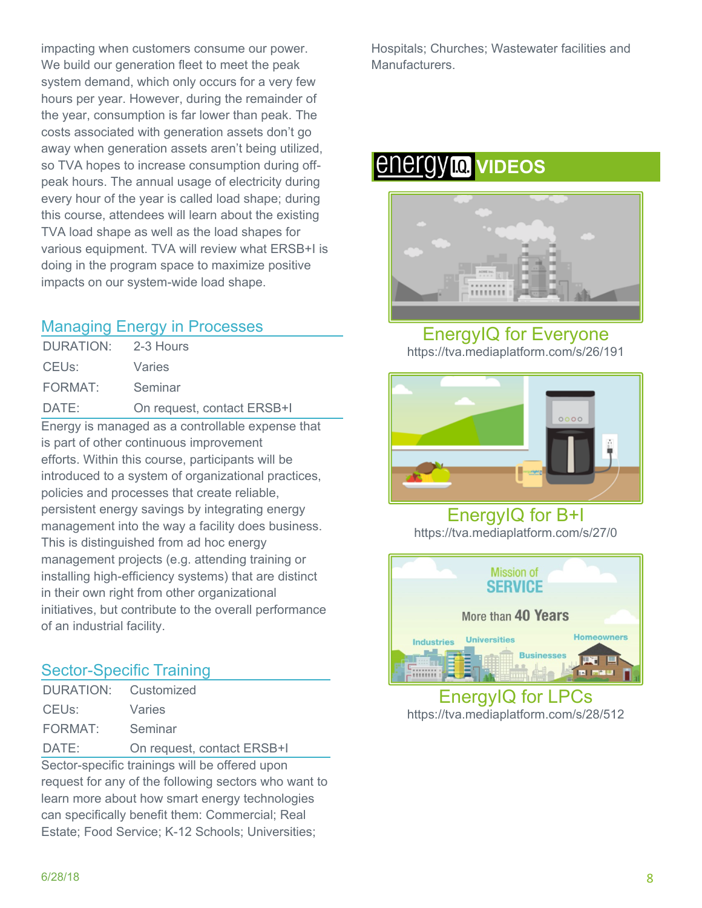impacting when customers consume our power. We build our generation fleet to meet the peak system demand, which only occurs for a very few hours per year. However, during the remainder of the year, consumption is far lower than peak. The costs associated with generation assets don't go away when generation assets aren't being utilized, so TVA hopes to increase consumption during off-peak hours. The annual usage of electricity during every hour of the year is called load shape; during this course, attendees will learn about the existing TVA load shape as well as the load shapes for various equipment. TVA will review what ERSB+I is doing in the program space to maximize positive impacts on our system-wide load shape.

## Managing Energy in Processes

| | |
|---|---|
| DURATION: | 2-3 Hours |
| CEUs: | Varies |
| FORMAT: | Seminar |
| DATE: | On request, contact ERSB+I |

Energy is managed as a controllable expense that is part of other continuous improvement efforts. Within this course, participants will be introduced to a system of organizational practices, policies and processes that create reliable, persistent energy savings by integrating energy management into the way a facility does business. This is distinguished from ad hoc energy management projects (e.g. attending training or installing high-efficiency systems) that are distinct in their own right from other organizational initiatives, but contribute to the overall performance of an industrial facility.

## Sector-Specific Training

| | |
|---|---|
| DURATION: | Customized |
| CEUs: | Varies |
| FORMAT: | Seminar |
| DATE: | On request, contact ERSB+I |

Sector-specific trainings will be offered upon request for any of the following sectors who want to learn more about how smart energy technologies can specifically benefit them: Commercial; Real Estate; Food Service; K-12 Schools; Universities; Hospitals; Churches; Wastewater facilities and Manufacturers.

## energyIQ VIDEOS

**EnergyIQ for Everyone**
https://tva.mediaplatform.com/s/26/191

**EnergyIQ for B+I**
https://tva.mediaplatform.com/s/27/0

**EnergyIQ for LPCs**
https://tva.mediaplatform.com/s/28/512

6/28/18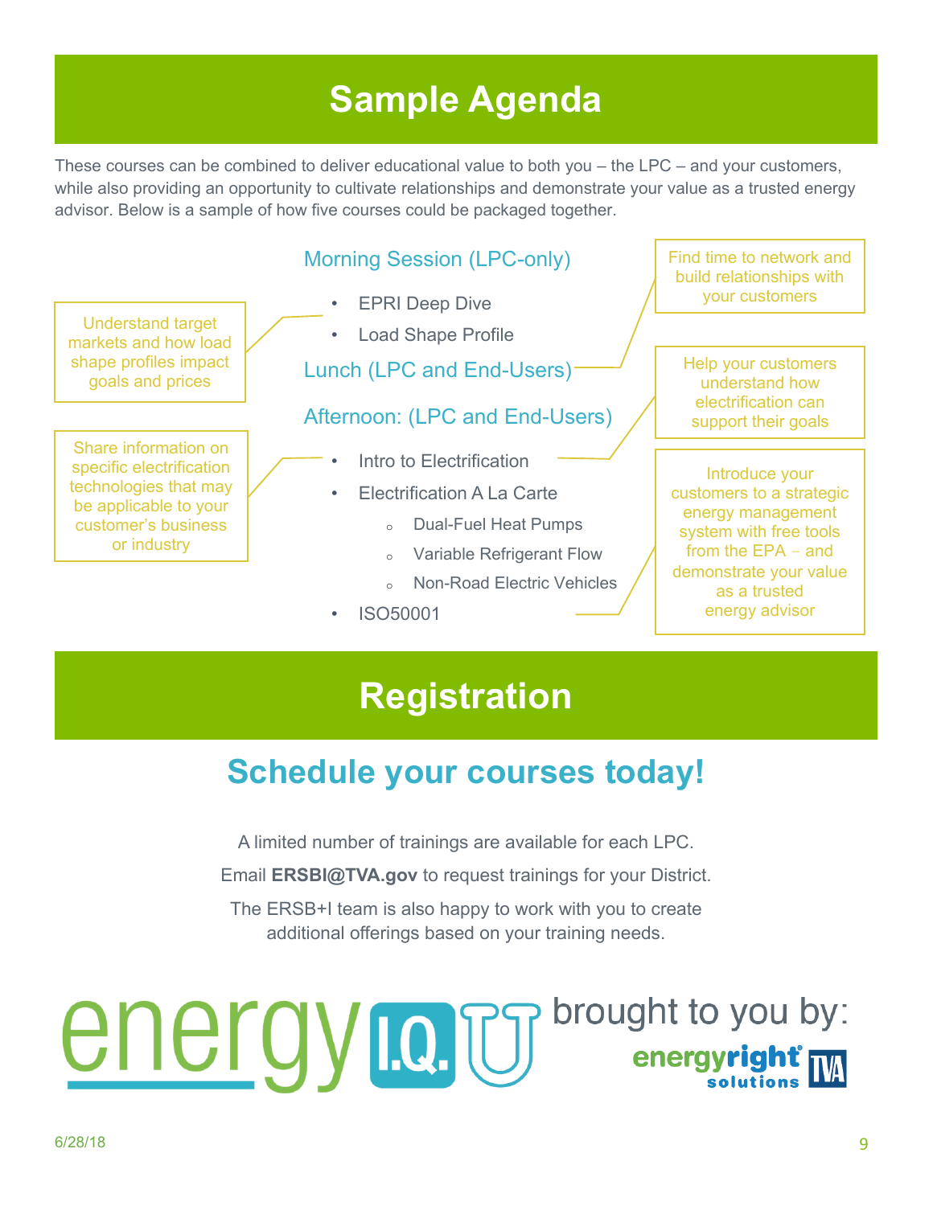# Sample Agenda

These courses can be combined to deliver educational value to both you – the LPC – and your customers, while also providing an opportunity to cultivate relationships and demonstrate your value as a trusted energy advisor. Below is a sample of how five courses could be packaged together.

### Morning Session (LPC-only)

- EPRI Deep Dive
- Load Shape Profile

Understand target markets and how load shape profiles impact goals and prices

### Lunch (LPC and End-Users)

Find time to network and build relationships with your customers

### Afternoon: (LPC and End-Users)

- Intro to Electrification
- Electrification A La Carte
  - Dual-Fuel Heat Pumps
  - Variable Refrigerant Flow
  - Non-Road Electric Vehicles
- ISO50001

Help your customers understand how electrification can support their goals

Share information on specific electrification technologies that may be applicable to your customer's business or industry

Introduce your customers to a strategic energy management system with free tools from the EPA – and demonstrate your value as a trusted energy advisor

# Registration

## Schedule your courses today!

A limited number of trainings are available for each LPC.

Email **ERSBI@TVA.gov** to request trainings for your District.

The ERSB+I team is also happy to work with you to create additional offerings based on your training needs.

energy I.Q. U brought to you by: energyright solutions TVA

6/28/18